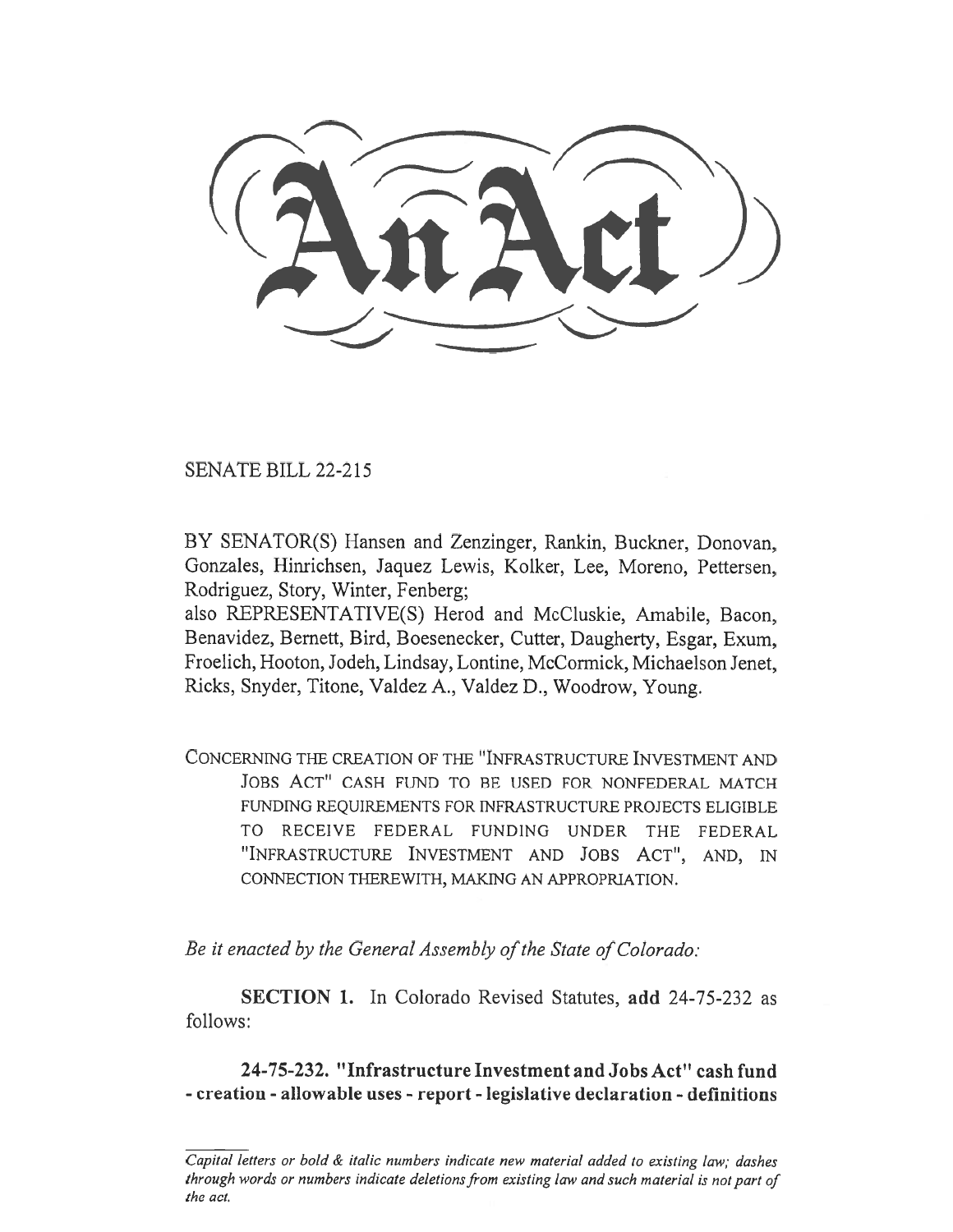# An Act

SENATE BILL 22-215

BY SENATOR(S) Hansen and Zenzinger, Rankin, Buckner, Donovan, Gonzales, Hinrichsen, Jaquez Lewis, Kolker, Lee, Moreno, Pettersen, Rodriguez, Story, Winter, Fenberg;
also REPRESENTATIVE(S) Herod and McCluskie, Amabile, Bacon, Benavidez, Bernett, Bird, Boesenecker, Cutter, Daugherty, Esgar, Exum, Froelich, Hooton, Jodeh, Lindsay, Lontine, McCormick, Michaelson Jenet, Ricks, Snyder, Titone, Valdez A., Valdez D., Woodrow, Young.

CONCERNING THE CREATION OF THE "INFRASTRUCTURE INVESTMENT AND JOBS ACT" CASH FUND TO BE USED FOR NONFEDERAL MATCH FUNDING REQUIREMENTS FOR INFRASTRUCTURE PROJECTS ELIGIBLE TO RECEIVE FEDERAL FUNDING UNDER THE FEDERAL "INFRASTRUCTURE INVESTMENT AND JOBS ACT", AND, IN CONNECTION THEREWITH, MAKING AN APPROPRIATION.

*Be it enacted by the General Assembly of the State of Colorado:*

**SECTION 1.** In Colorado Revised Statutes, **add** 24-75-232 as follows:

**24-75-232. "Infrastructure Investment and Jobs Act" cash fund - creation - allowable uses - report - legislative declaration - definitions**

*Capital letters or bold & italic numbers indicate new material added to existing law; dashes through words or numbers indicate deletions from existing law and such material is not part of the act.*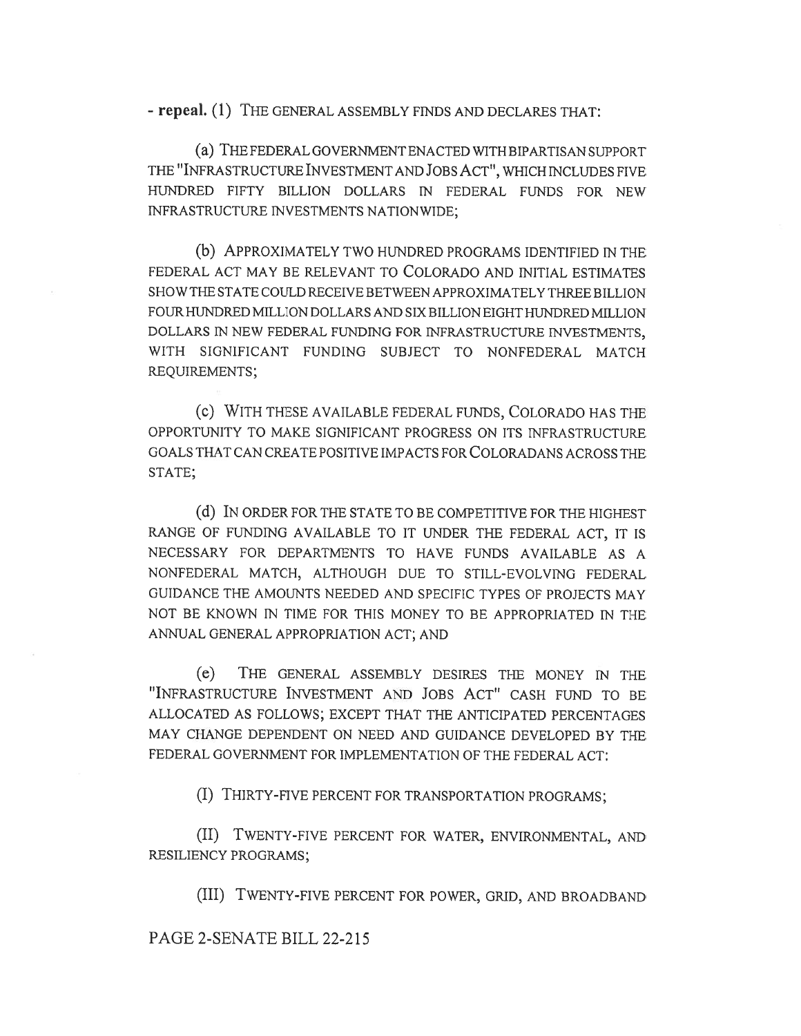**- repeal.** (1) THE GENERAL ASSEMBLY FINDS AND DECLARES THAT:

(a) THE FEDERAL GOVERNMENT ENACTED WITH BIPARTISAN SUPPORT THE "INFRASTRUCTURE INVESTMENT AND JOBS ACT", WHICH INCLUDES FIVE HUNDRED FIFTY BILLION DOLLARS IN FEDERAL FUNDS FOR NEW INFRASTRUCTURE INVESTMENTS NATIONWIDE;

(b) APPROXIMATELY TWO HUNDRED PROGRAMS IDENTIFIED IN THE FEDERAL ACT MAY BE RELEVANT TO COLORADO AND INITIAL ESTIMATES SHOW THE STATE COULD RECEIVE BETWEEN APPROXIMATELY THREE BILLION FOUR HUNDRED MILLION DOLLARS AND SIX BILLION EIGHT HUNDRED MILLION DOLLARS IN NEW FEDERAL FUNDING FOR INFRASTRUCTURE INVESTMENTS, WITH SIGNIFICANT FUNDING SUBJECT TO NONFEDERAL MATCH REQUIREMENTS;

(c) WITH THESE AVAILABLE FEDERAL FUNDS, COLORADO HAS THE OPPORTUNITY TO MAKE SIGNIFICANT PROGRESS ON ITS INFRASTRUCTURE GOALS THAT CAN CREATE POSITIVE IMPACTS FOR COLORADANS ACROSS THE STATE;

(d) IN ORDER FOR THE STATE TO BE COMPETITIVE FOR THE HIGHEST RANGE OF FUNDING AVAILABLE TO IT UNDER THE FEDERAL ACT, IT IS NECESSARY FOR DEPARTMENTS TO HAVE FUNDS AVAILABLE AS A NONFEDERAL MATCH, ALTHOUGH DUE TO STILL-EVOLVING FEDERAL GUIDANCE THE AMOUNTS NEEDED AND SPECIFIC TYPES OF PROJECTS MAY NOT BE KNOWN IN TIME FOR THIS MONEY TO BE APPROPRIATED IN THE ANNUAL GENERAL APPROPRIATION ACT; AND

(e) THE GENERAL ASSEMBLY DESIRES THE MONEY IN THE "INFRASTRUCTURE INVESTMENT AND JOBS ACT" CASH FUND TO BE ALLOCATED AS FOLLOWS; EXCEPT THAT THE ANTICIPATED PERCENTAGES MAY CHANGE DEPENDENT ON NEED AND GUIDANCE DEVELOPED BY THE FEDERAL GOVERNMENT FOR IMPLEMENTATION OF THE FEDERAL ACT:

(I) THIRTY-FIVE PERCENT FOR TRANSPORTATION PROGRAMS;

(II) TWENTY-FIVE PERCENT FOR WATER, ENVIRONMENTAL, AND RESILIENCY PROGRAMS;

(III) TWENTY-FIVE PERCENT FOR POWER, GRID, AND BROADBAND

PAGE 2-SENATE BILL 22-215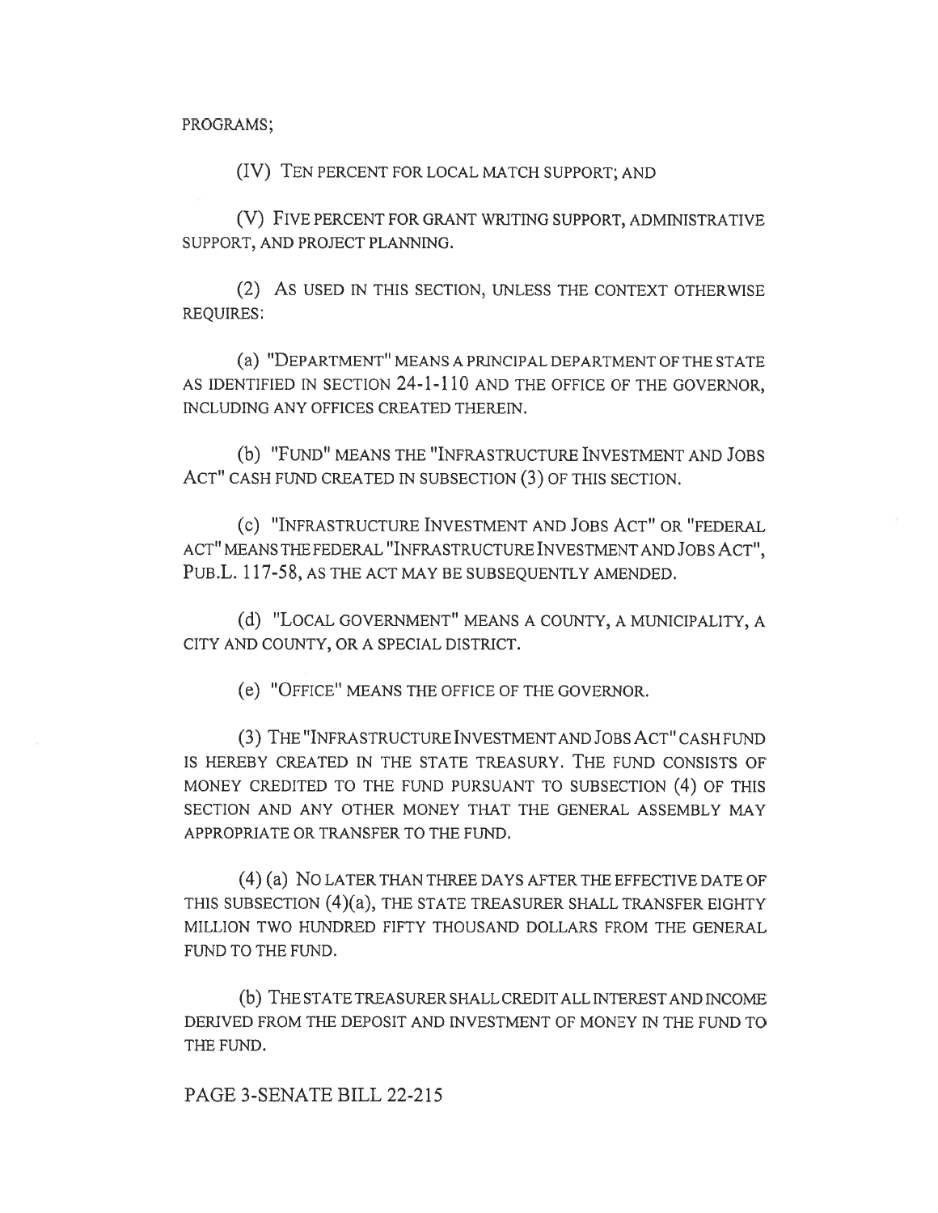PROGRAMS;

(IV) TEN PERCENT FOR LOCAL MATCH SUPPORT; AND

(V) FIVE PERCENT FOR GRANT WRITING SUPPORT, ADMINISTRATIVE SUPPORT, AND PROJECT PLANNING.

(2) AS USED IN THIS SECTION, UNLESS THE CONTEXT OTHERWISE REQUIRES:

(a) "DEPARTMENT" MEANS A PRINCIPAL DEPARTMENT OF THE STATE AS IDENTIFIED IN SECTION 24-1-110 AND THE OFFICE OF THE GOVERNOR, INCLUDING ANY OFFICES CREATED THEREIN.

(b) "FUND" MEANS THE "INFRASTRUCTURE INVESTMENT AND JOBS ACT" CASH FUND CREATED IN SUBSECTION (3) OF THIS SECTION.

(c) "INFRASTRUCTURE INVESTMENT AND JOBS ACT" OR "FEDERAL ACT" MEANS THE FEDERAL "INFRASTRUCTURE INVESTMENT AND JOBS ACT", PUB.L. 117-58, AS THE ACT MAY BE SUBSEQUENTLY AMENDED.

(d) "LOCAL GOVERNMENT" MEANS A COUNTY, A MUNICIPALITY, A CITY AND COUNTY, OR A SPECIAL DISTRICT.

(e) "OFFICE" MEANS THE OFFICE OF THE GOVERNOR.

(3) THE "INFRASTRUCTURE INVESTMENT AND JOBS ACT" CASH FUND IS HEREBY CREATED IN THE STATE TREASURY. THE FUND CONSISTS OF MONEY CREDITED TO THE FUND PURSUANT TO SUBSECTION (4) OF THIS SECTION AND ANY OTHER MONEY THAT THE GENERAL ASSEMBLY MAY APPROPRIATE OR TRANSFER TO THE FUND.

(4) (a) NO LATER THAN THREE DAYS AFTER THE EFFECTIVE DATE OF THIS SUBSECTION (4)(a), THE STATE TREASURER SHALL TRANSFER EIGHTY MILLION TWO HUNDRED FIFTY THOUSAND DOLLARS FROM THE GENERAL FUND TO THE FUND.

(b) THE STATE TREASURER SHALL CREDIT ALL INTEREST AND INCOME DERIVED FROM THE DEPOSIT AND INVESTMENT OF MONEY IN THE FUND TO THE FUND.

PAGE 3-SENATE BILL 22-215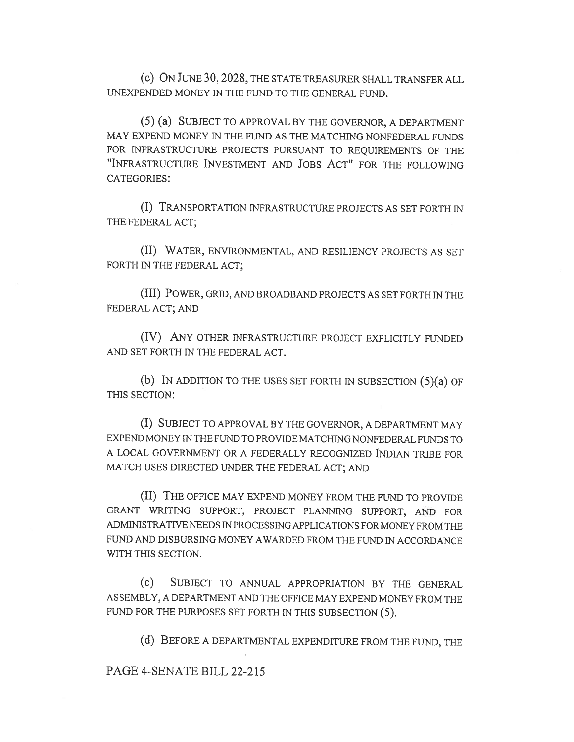(c) ON JUNE 30, 2028, THE STATE TREASURER SHALL TRANSFER ALL UNEXPENDED MONEY IN THE FUND TO THE GENERAL FUND.

(5) (a) SUBJECT TO APPROVAL BY THE GOVERNOR, A DEPARTMENT MAY EXPEND MONEY IN THE FUND AS THE MATCHING NONFEDERAL FUNDS FOR INFRASTRUCTURE PROJECTS PURSUANT TO REQUIREMENTS OF THE "INFRASTRUCTURE INVESTMENT AND JOBS ACT" FOR THE FOLLOWING CATEGORIES:

(I) TRANSPORTATION INFRASTRUCTURE PROJECTS AS SET FORTH IN THE FEDERAL ACT;

(II) WATER, ENVIRONMENTAL, AND RESILIENCY PROJECTS AS SET FORTH IN THE FEDERAL ACT;

(III) POWER, GRID, AND BROADBAND PROJECTS AS SET FORTH IN THE FEDERAL ACT; AND

(IV) ANY OTHER INFRASTRUCTURE PROJECT EXPLICITLY FUNDED AND SET FORTH IN THE FEDERAL ACT.

(b) IN ADDITION TO THE USES SET FORTH IN SUBSECTION (5)(a) OF THIS SECTION:

(I) SUBJECT TO APPROVAL BY THE GOVERNOR, A DEPARTMENT MAY EXPEND MONEY IN THE FUND TO PROVIDE MATCHING NONFEDERAL FUNDS TO A LOCAL GOVERNMENT OR A FEDERALLY RECOGNIZED INDIAN TRIBE FOR MATCH USES DIRECTED UNDER THE FEDERAL ACT; AND

(II) THE OFFICE MAY EXPEND MONEY FROM THE FUND TO PROVIDE GRANT WRITING SUPPORT, PROJECT PLANNING SUPPORT, AND FOR ADMINISTRATIVE NEEDS IN PROCESSING APPLICATIONS FOR MONEY FROM THE FUND AND DISBURSING MONEY AWARDED FROM THE FUND IN ACCORDANCE WITH THIS SECTION.

(c) SUBJECT TO ANNUAL APPROPRIATION BY THE GENERAL ASSEMBLY, A DEPARTMENT AND THE OFFICE MAY EXPEND MONEY FROM THE FUND FOR THE PURPOSES SET FORTH IN THIS SUBSECTION (5).

(d) BEFORE A DEPARTMENTAL EXPENDITURE FROM THE FUND, THE

PAGE 4-SENATE BILL 22-215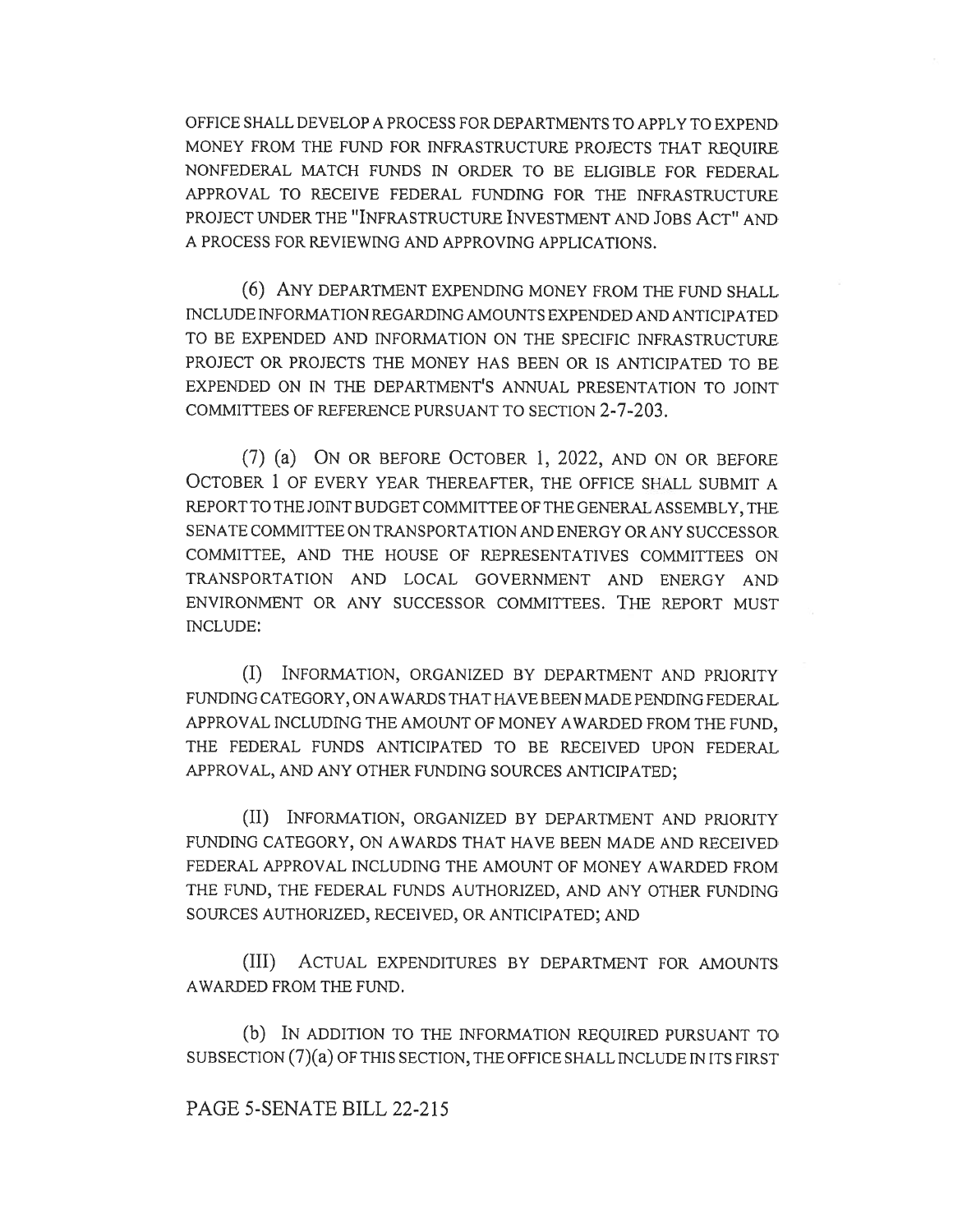OFFICE SHALL DEVELOP A PROCESS FOR DEPARTMENTS TO APPLY TO EXPEND MONEY FROM THE FUND FOR INFRASTRUCTURE PROJECTS THAT REQUIRE NONFEDERAL MATCH FUNDS IN ORDER TO BE ELIGIBLE FOR FEDERAL APPROVAL TO RECEIVE FEDERAL FUNDING FOR THE INFRASTRUCTURE PROJECT UNDER THE "INFRASTRUCTURE INVESTMENT AND JOBS ACT" AND A PROCESS FOR REVIEWING AND APPROVING APPLICATIONS.

(6) ANY DEPARTMENT EXPENDING MONEY FROM THE FUND SHALL INCLUDE INFORMATION REGARDING AMOUNTS EXPENDED AND ANTICIPATED TO BE EXPENDED AND INFORMATION ON THE SPECIFIC INFRASTRUCTURE PROJECT OR PROJECTS THE MONEY HAS BEEN OR IS ANTICIPATED TO BE EXPENDED ON IN THE DEPARTMENT'S ANNUAL PRESENTATION TO JOINT COMMITTEES OF REFERENCE PURSUANT TO SECTION 2-7-203.

(7) (a) ON OR BEFORE OCTOBER 1, 2022, AND ON OR BEFORE OCTOBER 1 OF EVERY YEAR THEREAFTER, THE OFFICE SHALL SUBMIT A REPORT TO THE JOINT BUDGET COMMITTEE OF THE GENERAL ASSEMBLY, THE SENATE COMMITTEE ON TRANSPORTATION AND ENERGY OR ANY SUCCESSOR COMMITTEE, AND THE HOUSE OF REPRESENTATIVES COMMITTEES ON TRANSPORTATION AND LOCAL GOVERNMENT AND ENERGY AND ENVIRONMENT OR ANY SUCCESSOR COMMITTEES. THE REPORT MUST INCLUDE:

(I) INFORMATION, ORGANIZED BY DEPARTMENT AND PRIORITY FUNDING CATEGORY, ON AWARDS THAT HAVE BEEN MADE PENDING FEDERAL APPROVAL INCLUDING THE AMOUNT OF MONEY AWARDED FROM THE FUND, THE FEDERAL FUNDS ANTICIPATED TO BE RECEIVED UPON FEDERAL APPROVAL, AND ANY OTHER FUNDING SOURCES ANTICIPATED;

(II) INFORMATION, ORGANIZED BY DEPARTMENT AND PRIORITY FUNDING CATEGORY, ON AWARDS THAT HAVE BEEN MADE AND RECEIVED FEDERAL APPROVAL INCLUDING THE AMOUNT OF MONEY AWARDED FROM THE FUND, THE FEDERAL FUNDS AUTHORIZED, AND ANY OTHER FUNDING SOURCES AUTHORIZED, RECEIVED, OR ANTICIPATED; AND

(III) ACTUAL EXPENDITURES BY DEPARTMENT FOR AMOUNTS AWARDED FROM THE FUND.

(b) IN ADDITION TO THE INFORMATION REQUIRED PURSUANT TO SUBSECTION (7)(a) OF THIS SECTION, THE OFFICE SHALL INCLUDE IN ITS FIRST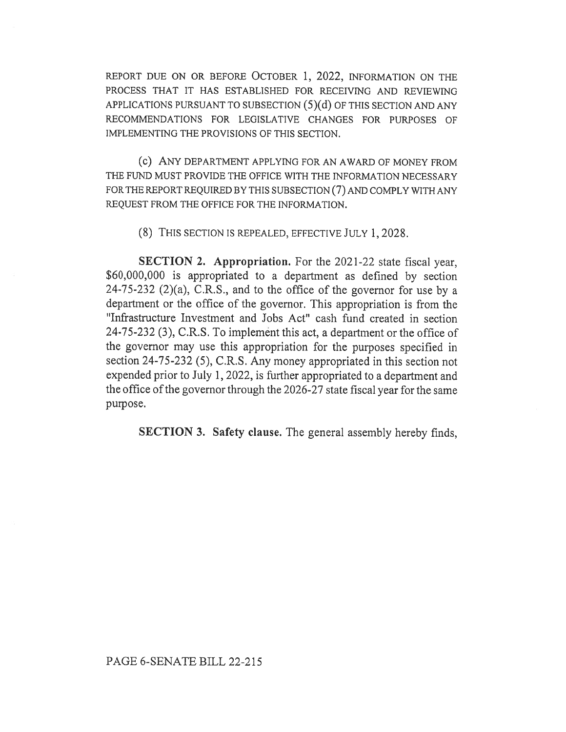REPORT DUE ON OR BEFORE OCTOBER 1, 2022, INFORMATION ON THE PROCESS THAT IT HAS ESTABLISHED FOR RECEIVING AND REVIEWING APPLICATIONS PURSUANT TO SUBSECTION (5)(d) OF THIS SECTION AND ANY RECOMMENDATIONS FOR LEGISLATIVE CHANGES FOR PURPOSES OF IMPLEMENTING THE PROVISIONS OF THIS SECTION.

(c) ANY DEPARTMENT APPLYING FOR AN AWARD OF MONEY FROM THE FUND MUST PROVIDE THE OFFICE WITH THE INFORMATION NECESSARY FOR THE REPORT REQUIRED BY THIS SUBSECTION (7) AND COMPLY WITH ANY REQUEST FROM THE OFFICE FOR THE INFORMATION.

(8) THIS SECTION IS REPEALED, EFFECTIVE JULY 1, 2028.

**SECTION 2. Appropriation.** For the 2021-22 state fiscal year, $60,000,000 is appropriated to a department as defined by section 24-75-232 (2)(a), C.R.S., and to the office of the governor for use by a department or the office of the governor. This appropriation is from the "Infrastructure Investment and Jobs Act" cash fund created in section 24-75-232 (3), C.R.S. To implement this act, a department or the office of the governor may use this appropriation for the purposes specified in section 24-75-232 (5), C.R.S. Any money appropriated in this section not expended prior to July 1, 2022, is further appropriated to a department and the office of the governor through the 2026-27 state fiscal year for the same purpose.

**SECTION 3. Safety clause.** The general assembly hereby finds,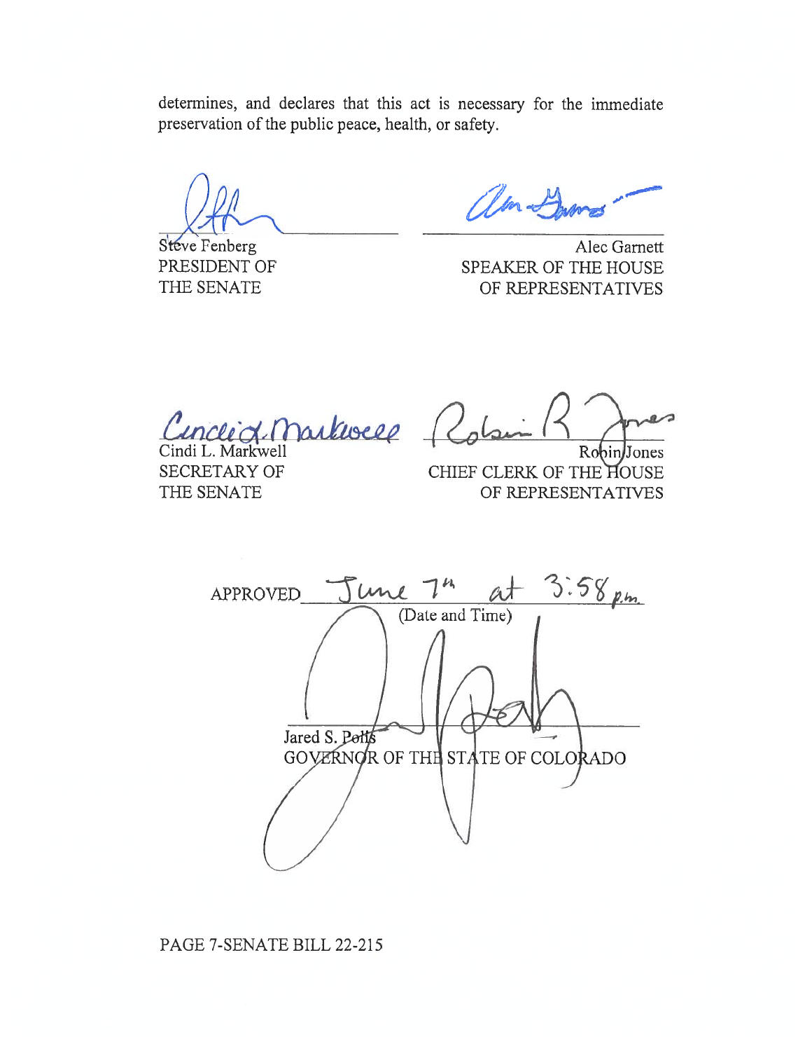determines, and declares that this act is necessary for the immediate preservation of the public peace, health, or safety.

Steve Fenberg
PRESIDENT OF
THE SENATE

Alec Garnett
SPEAKER OF THE HOUSE
OF REPRESENTATIVES

Cindi L. Markwell
SECRETARY OF
THE SENATE

Robin Jones
CHIEF CLERK OF THE HOUSE
OF REPRESENTATIVES

APPROVED June 7th at 3:58 p.m.
(Date and Time)

Jared S. Polis
GOVERNOR OF THE STATE OF COLORADO

PAGE 7-SENATE BILL 22-215